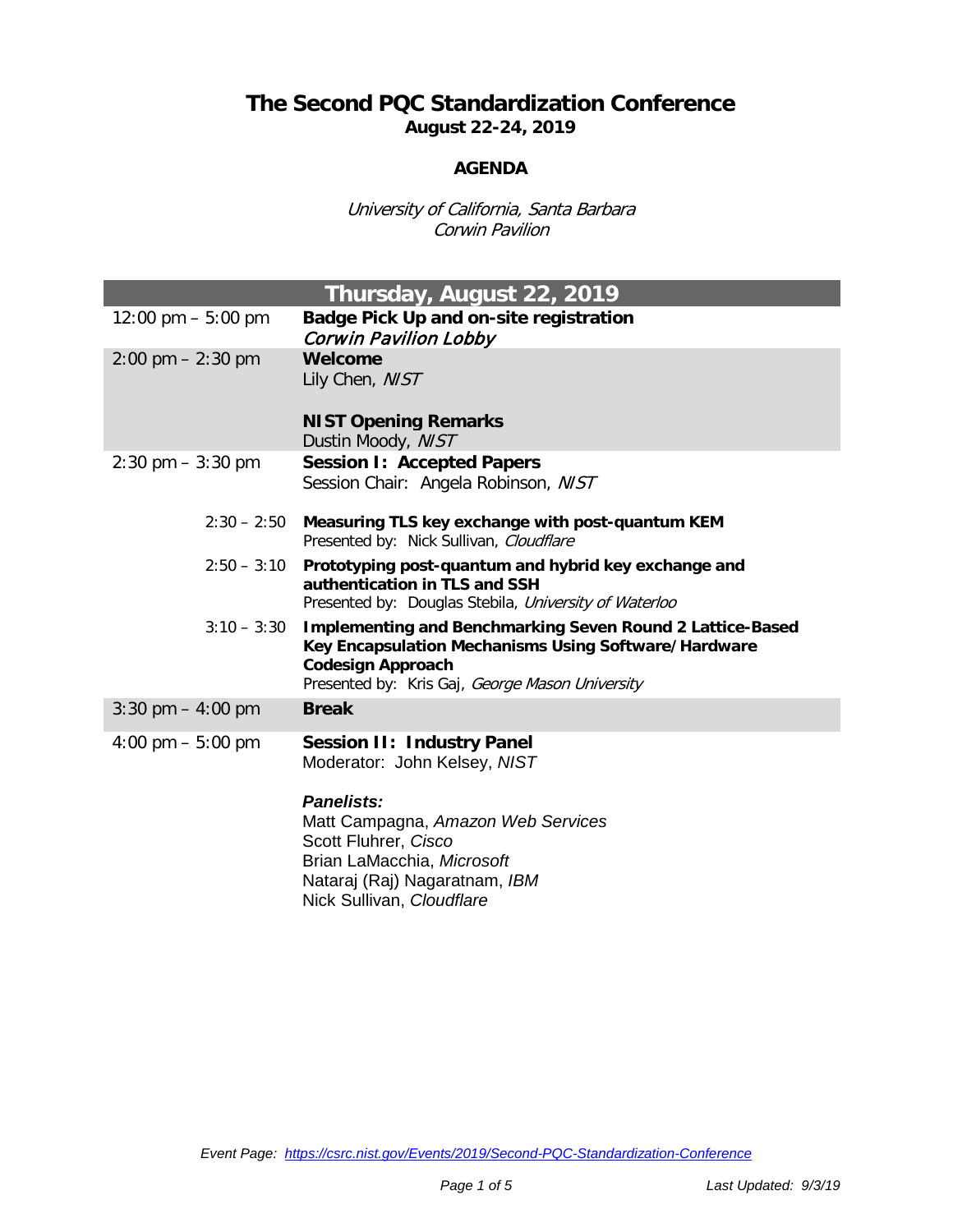# The Second PQC Standardization Conference

**August 22-24, 2019**

**AGENDA**

*University of California, Santa Barbara*
*Corwin Pavilion*

## Thursday, August 22, 2019

| Time | Event |
| --- | --- |
| 12:00 pm – 5:00 pm | **Badge Pick Up and on-site registration**<br>***Corwin Pavilion Lobby*** |
| 2:00 pm – 2:30 pm | **Welcome**<br>Lily Chen, *NIST*<br><br>**NIST Opening Remarks**<br>Dustin Moody, *NIST* |
| 2:30 pm – 3:30 pm | **Session I: Accepted Papers**<br>Session Chair: Angela Robinson, *NIST* |
| 2:30 – 2:50 | **Measuring TLS key exchange with post-quantum KEM**<br>Presented by: Nick Sullivan, *Cloudflare* |
| 2:50 – 3:10 | **Prototyping post-quantum and hybrid key exchange and authentication in TLS and SSH**<br>Presented by: Douglas Stebila, *University of Waterloo* |
| 3:10 – 3:30 | **Implementing and Benchmarking Seven Round 2 Lattice-Based Key Encapsulation Mechanisms Using Software/Hardware Codesign Approach**<br>Presented by: Kris Gaj, *George Mason University* |
| 3:30 pm – 4:00 pm | **Break** |
| 4:00 pm – 5:00 pm | **Session II: Industry Panel**<br>Moderator: John Kelsey, *NIST*<br><br>***Panelists:***<br>Matt Campagna, *Amazon Web Services*<br>Scott Fluhrer, *Cisco*<br>Brian LaMacchia, *Microsoft*<br>Nataraj (Raj) Nagaratnam, *IBM*<br>Nick Sullivan, *Cloudflare* |

*Event Page: https://csrc.nist.gov/Events/2019/Second-PQC-Standardization-Conference*

*Last Updated: 9/3/19*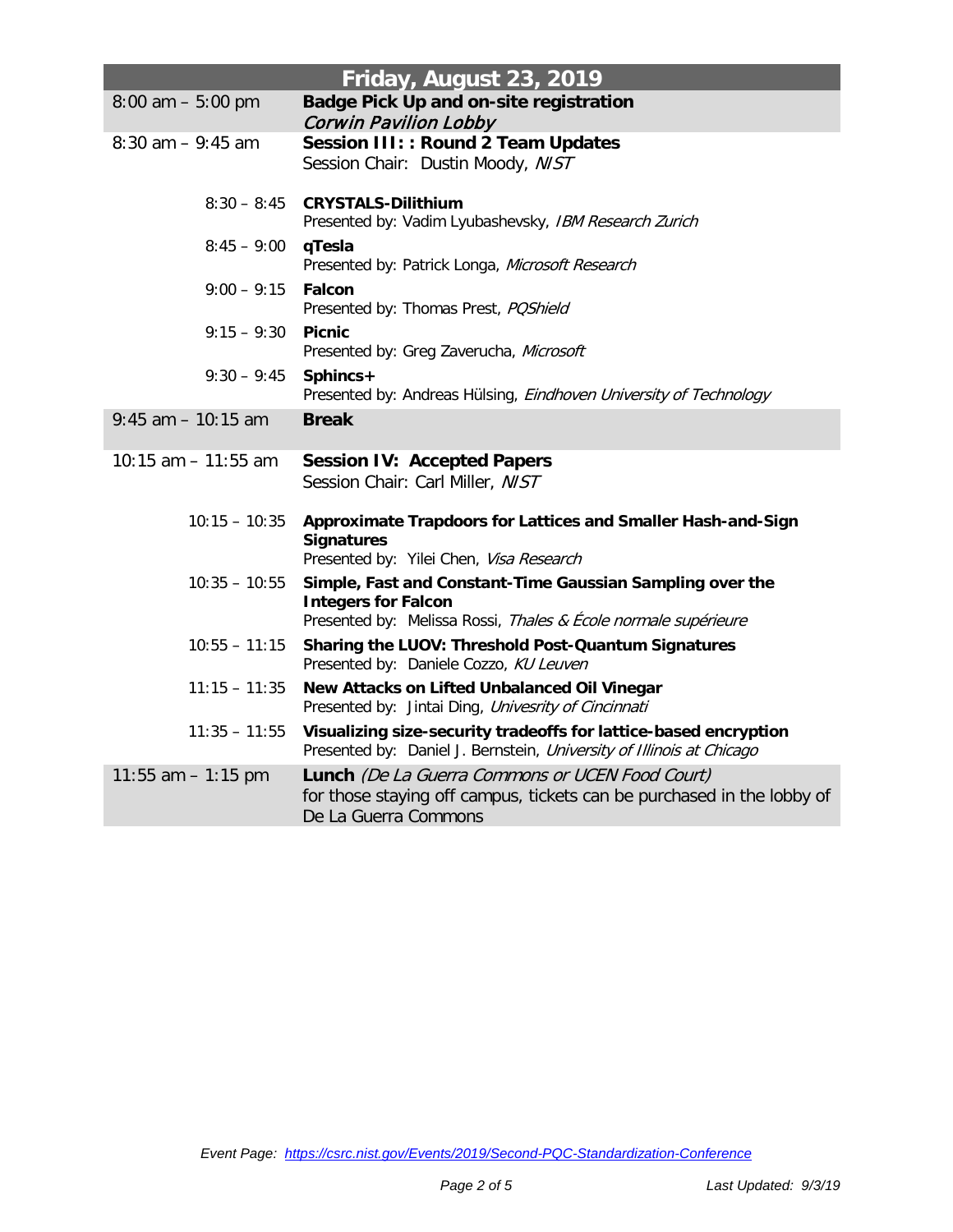| Friday, August 23, 2019 | |
|---|---|
| 8:00 am – 5:00 pm | **Badge Pick Up and on-site registration** *Corwin Pavilion Lobby* |
| 8:30 am – 9:45 am | **Session III: : Round 2 Team Updates** Session Chair: Dustin Moody, *NIST* |
| 8:30 – 8:45 | **CRYSTALS-Dilithium** Presented by: Vadim Lyubashevsky, *IBM Research Zurich* |
| 8:45 – 9:00 | **qTesla** Presented by: Patrick Longa, *Microsoft Research* |
| 9:00 – 9:15 | **Falcon** Presented by: Thomas Prest, *PQShield* |
| 9:15 – 9:30 | **Picnic** Presented by: Greg Zaverucha, *Microsoft* |
| 9:30 – 9:45 | **Sphincs+** Presented by: Andreas Hülsing, *Eindhoven University of Technology* |
| 9:45 am – 10:15 am | **Break** |
| 10:15 am – 11:55 am | **Session IV: Accepted Papers** Session Chair: Carl Miller, *NIST* |
| 10:15 – 10:35 | **Approximate Trapdoors for Lattices and Smaller Hash-and-Sign Signatures** Presented by: Yilei Chen, *Visa Research* |
| 10:35 – 10:55 | **Simple, Fast and Constant-Time Gaussian Sampling over the Integers for Falcon** Presented by: Melissa Rossi, *Thales & École normale supérieure* |
| 10:55 – 11:15 | **Sharing the LUOV: Threshold Post-Quantum Signatures** Presented by: Daniele Cozzo, *KU Leuven* |
| 11:15 – 11:35 | **New Attacks on Lifted Unbalanced Oil Vinegar** Presented by: Jintai Ding, *Univesrity of Cincinnati* |
| 11:35 – 11:55 | **Visualizing size-security tradeoffs for lattice-based encryption** Presented by: Daniel J. Bernstein, *University of Illinois at Chicago* |
| 11:55 am – 1:15 pm | **Lunch** *(De La Guerra Commons or UCEN Food Court)* for those staying off campus, tickets can be purchased in the lobby of De La Guerra Commons |

*Event Page: https://csrc.nist.gov/Events/2019/Second-PQC-Standardization-Conference*

*Last Updated: 9/3/19*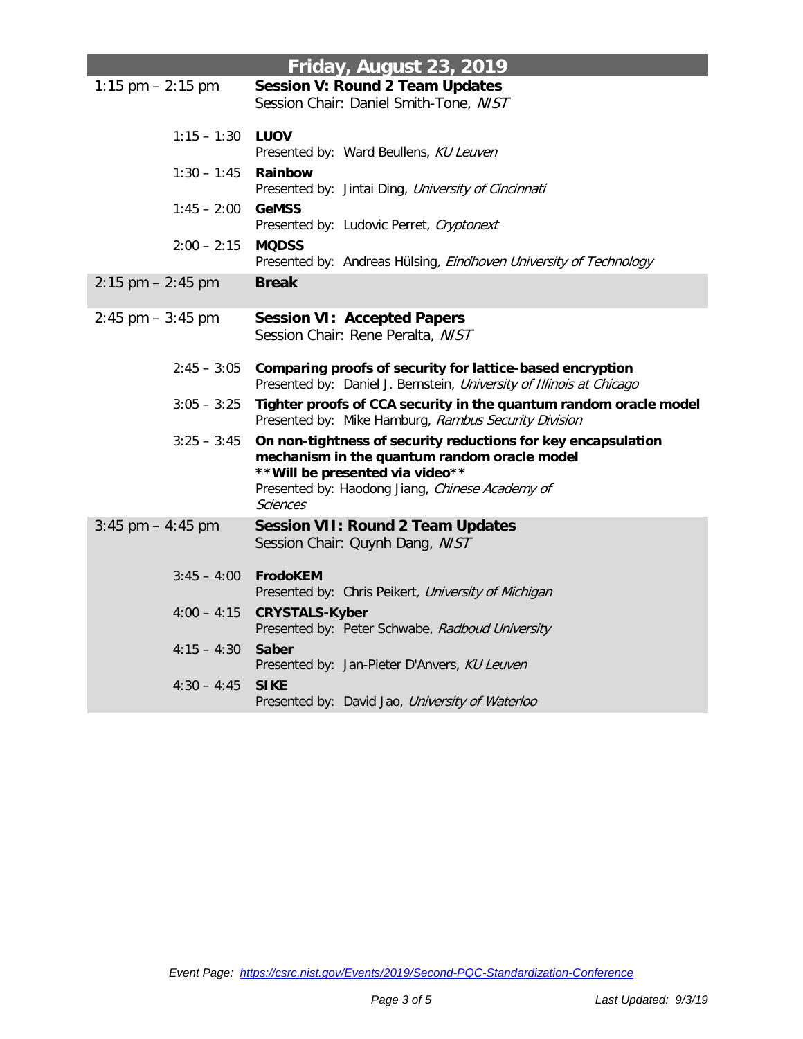| Friday, August 23, 2019 | |
|---|---|
| 1:15 pm – 2:15 pm | **Session V: Round 2 Team Updates**<br>Session Chair: Daniel Smith-Tone, *NIST* |
| 1:15 – 1:30 | **LUOV**<br>Presented by: Ward Beullens, *KU Leuven* |
| 1:30 – 1:45 | **Rainbow**<br>Presented by: Jintai Ding, *University of Cincinnati* |
| 1:45 – 2:00 | **GeMSS**<br>Presented by: Ludovic Perret, *Cryptonext* |
| 2:00 – 2:15 | **MQDSS**<br>Presented by: Andreas Hülsing, *Eindhoven University of Technology* |
| 2:15 pm – 2:45 pm | **Break** |
| 2:45 pm – 3:45 pm | **Session VI: Accepted Papers**<br>Session Chair: Rene Peralta, *NIST* |
| 2:45 – 3:05 | **Comparing proofs of security for lattice-based encryption**<br>Presented by: Daniel J. Bernstein, *University of Illinois at Chicago* |
| 3:05 – 3:25 | **Tighter proofs of CCA security in the quantum random oracle model**<br>Presented by: Mike Hamburg, *Rambus Security Division* |
| 3:25 – 3:45 | **On non-tightness of security reductions for key encapsulation mechanism in the quantum random oracle model**<br>**\*\*Will be presented via video\*\***<br>Presented by: Haodong Jiang, *Chinese Academy of Sciences* |
| 3:45 pm – 4:45 pm | **Session VII: Round 2 Team Updates**<br>Session Chair: Quynh Dang, *NIST* |
| 3:45 – 4:00 | **FrodoKEM**<br>Presented by: Chris Peikert, *University of Michigan* |
| 4:00 – 4:15 | **CRYSTALS-Kyber**<br>Presented by: Peter Schwabe, *Radboud University* |
| 4:15 – 4:30 | **Saber**<br>Presented by: Jan-Pieter D'Anvers, *KU Leuven* |
| 4:30 – 4:45 | **SIKE**<br>Presented by: David Jao, *University of Waterloo* |

*Event Page: https://csrc.nist.gov/Events/2019/Second-PQC-Standardization-Conference*

*Last Updated: 9/3/19*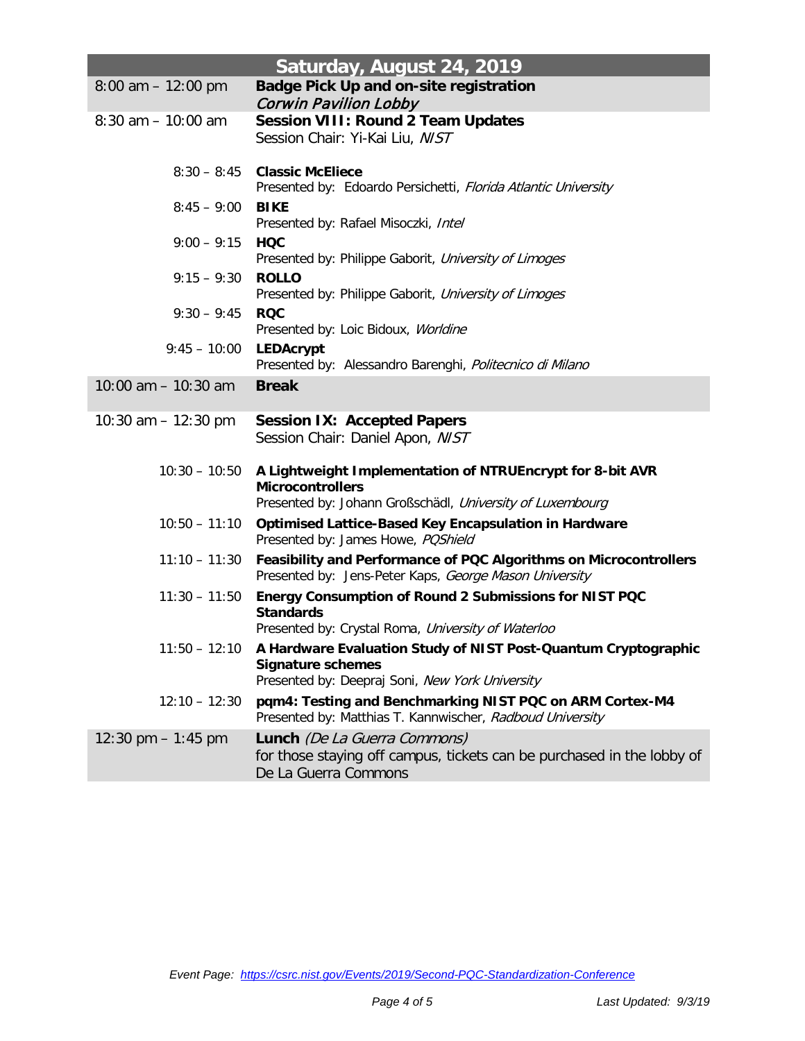| Saturday, August 24, 2019 | |
|---|---|
| 8:00 am – 12:00 pm | **Badge Pick Up and on-site registration**<br>*Corwin Pavilion Lobby* |
| 8:30 am – 10:00 am | **Session VIII: Round 2 Team Updates**<br>Session Chair: Yi-Kai Liu, *NIST* |
| 8:30 – 8:45 | **Classic McEliece**<br>Presented by: Edoardo Persichetti, *Florida Atlantic University* |
| 8:45 – 9:00 | **BIKE**<br>Presented by: Rafael Misoczki, *Intel* |
| 9:00 – 9:15 | **HQC**<br>Presented by: Philippe Gaborit, *University of Limoges* |
| 9:15 – 9:30 | **ROLLO**<br>Presented by: Philippe Gaborit, *University of Limoges* |
| 9:30 – 9:45 | **RQC**<br>Presented by: Loic Bidoux, *Worldine* |
| 9:45 – 10:00 | **LEDAcrypt**<br>Presented by: Alessandro Barenghi, *Politecnico di Milano* |
| 10:00 am – 10:30 am | **Break** |
| 10:30 am – 12:30 pm | **Session IX: Accepted Papers**<br>Session Chair: Daniel Apon, *NIST* |
| 10:30 – 10:50 | **A Lightweight Implementation of NTRUEncrypt for 8-bit AVR Microcontrollers**<br>Presented by: Johann Großschädl, *University of Luxembourg* |
| 10:50 – 11:10 | **Optimised Lattice-Based Key Encapsulation in Hardware**<br>Presented by: James Howe, *PQShield* |
| 11:10 – 11:30 | **Feasibility and Performance of PQC Algorithms on Microcontrollers**<br>Presented by: Jens-Peter Kaps, *George Mason University* |
| 11:30 – 11:50 | **Energy Consumption of Round 2 Submissions for NIST PQC Standards**<br>Presented by: Crystal Roma, *University of Waterloo* |
| 11:50 – 12:10 | **A Hardware Evaluation Study of NIST Post-Quantum Cryptographic Signature schemes**<br>Presented by: Deepraj Soni, *New York University* |
| 12:10 – 12:30 | **pqm4: Testing and Benchmarking NIST PQC on ARM Cortex-M4**<br>Presented by: Matthias T. Kannwischer, *Radboud University* |
| 12:30 pm – 1:45 pm | **Lunch** *(De La Guerra Commons)*<br>for those staying off campus, tickets can be purchased in the lobby of De La Guerra Commons |

*Event Page: https://csrc.nist.gov/Events/2019/Second-PQC-Standardization-Conference*

*Last Updated: 9/3/19*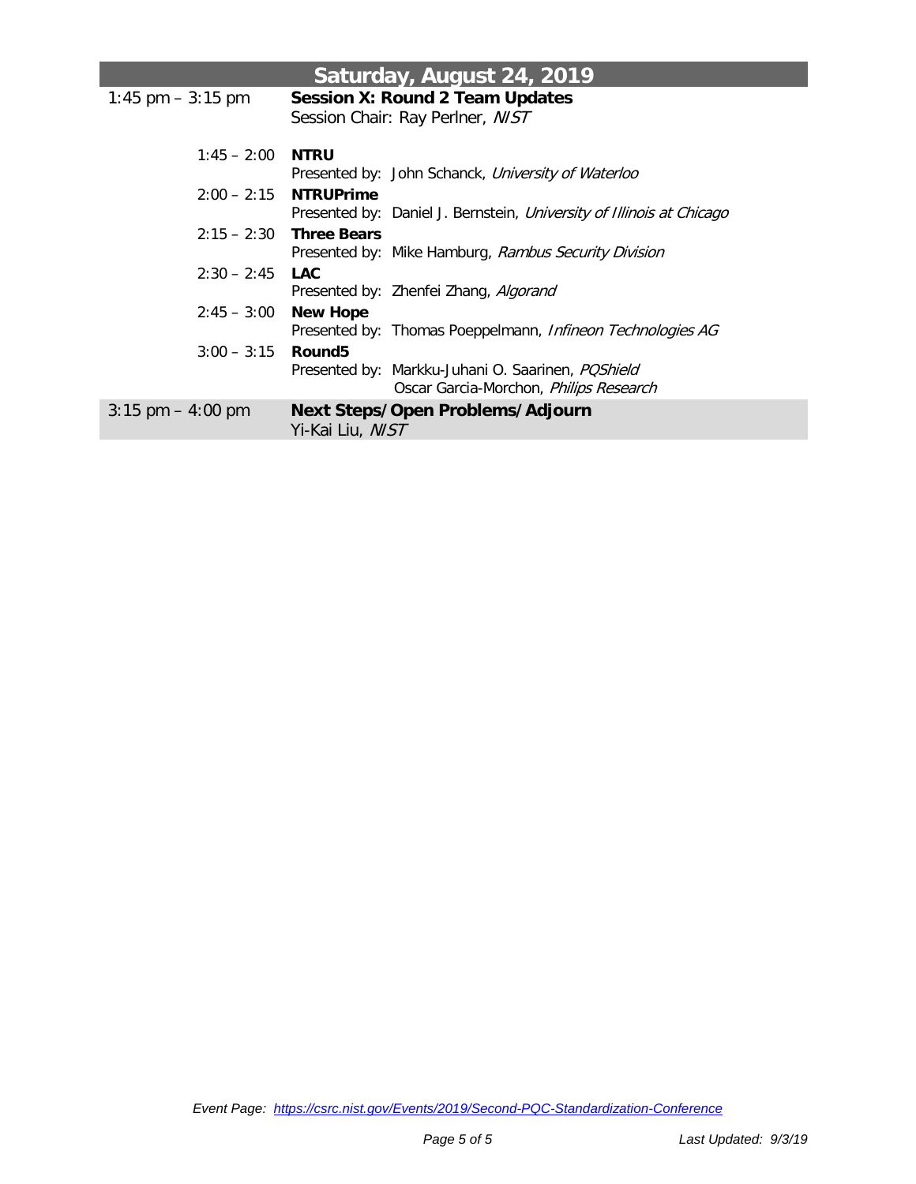## Saturday, August 24, 2019

| | | |
|---|---|---|
| 1:45 pm – 3:15 pm | | **Session X: Round 2 Team Updates**<br>Session Chair: Ray Perlner, *NIST* |
| | 1:45 – 2:00 | **NTRU**<br>Presented by: John Schanck, *University of Waterloo* |
| | 2:00 – 2:15 | **NTRUPrime**<br>Presented by: Daniel J. Bernstein, *University of Illinois at Chicago* |
| | 2:15 – 2:30 | **Three Bears**<br>Presented by: Mike Hamburg, *Rambus Security Division* |
| | 2:30 – 2:45 | **LAC**<br>Presented by: Zhenfei Zhang, *Algorand* |
| | 2:45 – 3:00 | **New Hope**<br>Presented by: Thomas Poeppelmann, *Infineon Technologies AG* |
| | 3:00 – 3:15 | **Round5**<br>Presented by: Markku-Juhani O. Saarinen, *PQShield*<br>Oscar Garcia-Morchon, *Philips Research* |
| 3:15 pm – 4:00 pm | | **Next Steps/Open Problems/Adjourn**<br>Yi-Kai Liu, *NIST* |

*Event Page: https://csrc.nist.gov/Events/2019/Second-PQC-Standardization-Conference*

*Last Updated: 9/3/19*